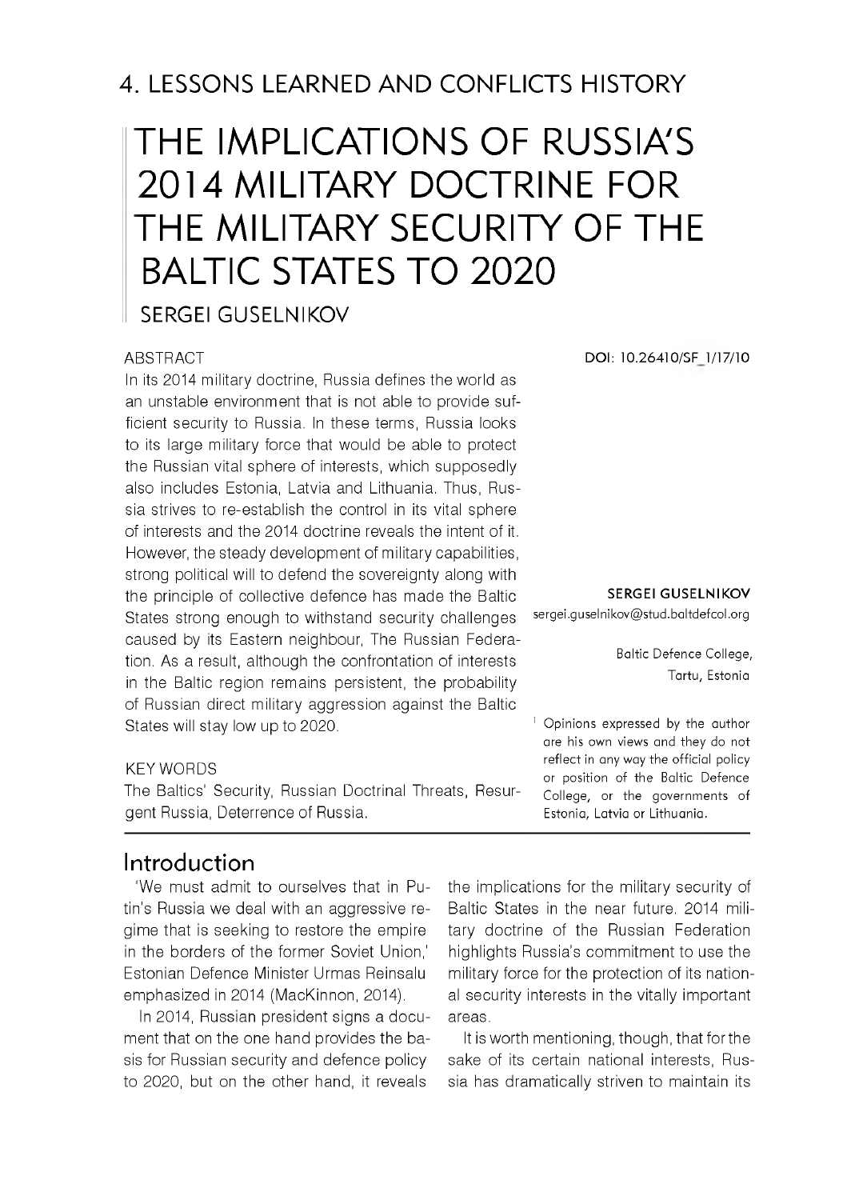# 4. LESSONS LEARNED AND CONFLICTS HISTORY

# THE IMPLICATIONS OF RUSSIA'S 2014 MILITARY DOCTRINE FOR THE MILITARY SECURITY OF THE BALTIC STATES TO 2020

SERGEI GUSELNIKOV

DOI: 10.26410/SF_1/17/10

**SERGEI GUSELNIKOV**
sergei.guselnikov@stud.baltdefcol.org

Baltic Defence College,
Tartu, Estonia

[1] Opinions expressed by the author are his own views and they do not reflect in any way the official policy or position of the Baltic Defence College, or the governments of Estonia, Latvia or Lithuania.

ABSTRACT

In its 2014 military doctrine, Russia defines the world as an unstable environment that is not able to provide sufficient security to Russia. In these terms, Russia looks to its large military force that would be able to protect the Russian vital sphere of interests, which supposedly also includes Estonia, Latvia and Lithuania. Thus, Russia strives to re-establish the control in its vital sphere of interests and the 2014 doctrine reveals the intent of it. However, the steady development of military capabilities, strong political will to defend the sovereignty along with the principle of collective defence has made the Baltic States strong enough to withstand security challenges caused by its Eastern neighbour, The Russian Federation. As a result, although the confrontation of interests in the Baltic region remains persistent, the probability of Russian direct military aggression against the Baltic States will stay low up to 2020.

KEY WORDS

The Baltics' Security, Russian Doctrinal Threats, Resurgent Russia, Deterrence of Russia.

## Introduction

'We must admit to ourselves that in Putin's Russia we deal with an aggressive regime that is seeking to restore the empire in the borders of the former Soviet Union,' Estonian Defence Minister Urmas Reinsalu emphasized in 2014 (MacKinnon, 2014).

In 2014, Russian president signs a document that on the one hand provides the basis for Russian security and defence policy to 2020, but on the other hand, it reveals the implications for the military security of Baltic States in the near future. 2014 military doctrine of the Russian Federation highlights Russia's commitment to use the military force for the protection of its national security interests in the vitally important areas.

It is worth mentioning, though, that for the sake of its certain national interests, Russia has dramatically striven to maintain its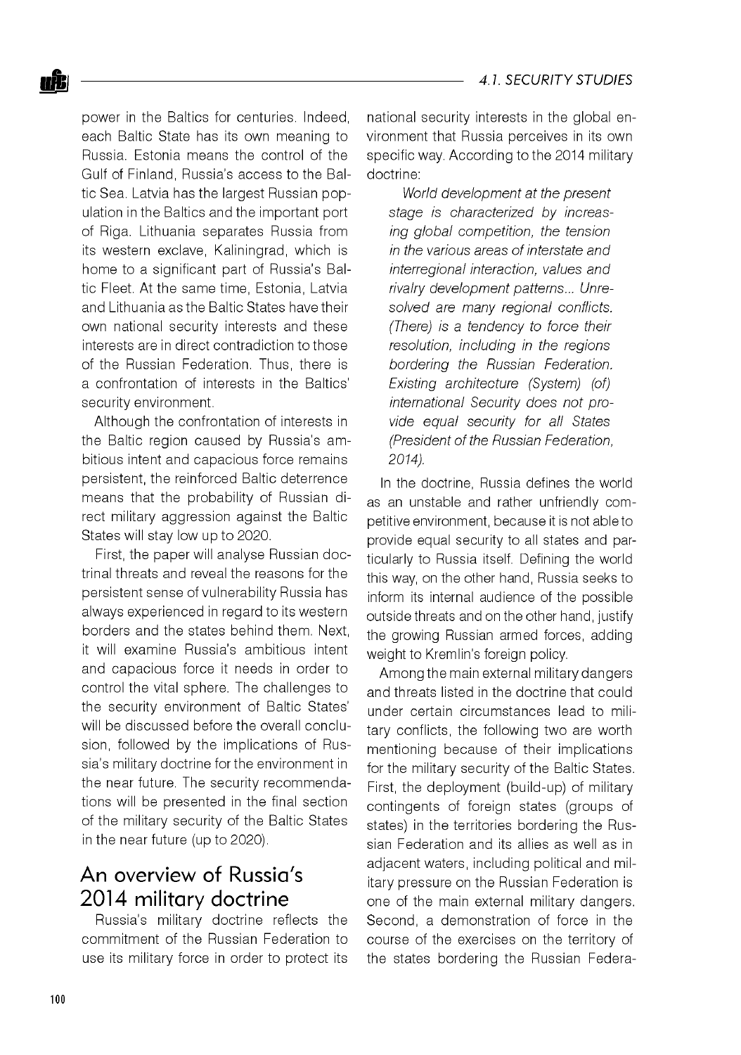power in the Baltics for centuries. Indeed, each Baltic State has its own meaning to Russia. Estonia means the control of the Gulf of Finland, Russia's access to the Baltic Sea. Latvia has the largest Russian population in the Baltics and the important port of Riga. Lithuania separates Russia from its western exclave, Kaliningrad, which is home to a significant part of Russia's Baltic Fleet. At the same time, Estonia, Latvia and Lithuania as the Baltic States have their own national security interests and these interests are in direct contradiction to those of the Russian Federation. Thus, there is a confrontation of interests in the Baltics' security environment.

Although the confrontation of interests in the Baltic region caused by Russia's ambitious intent and capacious force remains persistent, the reinforced Baltic deterrence means that the probability of Russian direct military aggression against the Baltic States will stay low up to 2020.

First, the paper will analyse Russian doctrinal threats and reveal the reasons for the persistent sense of vulnerability Russia has always experienced in regard to its western borders and the states behind them. Next, it will examine Russia's ambitious intent and capacious force it needs in order to control the vital sphere. The challenges to the security environment of Baltic States' will be discussed before the overall conclusion, followed by the implications of Russia's military doctrine for the environment in the near future. The security recommendations will be presented in the final section of the military security of the Baltic States in the near future (up to 2020).

## An overview of Russia's 2014 military doctrine

Russia's military doctrine reflects the commitment of the Russian Federation to use its military force in order to protect its national security interests in the global environment that Russia perceives in its own specific way. According to the 2014 military doctrine:

> *World development at the present stage is characterized by increasing global competition, the tension in the various areas of interstate and interregional interaction, values and rivalry development patterns... Unresolved are many regional conflicts. (There) is a tendency to force their resolution, including in the regions bordering the Russian Federation. Existing architecture (System) (of) international Security does not provide equal security for all States (President of the Russian Federation, 2014).*

In the doctrine, Russia defines the world as an unstable and rather unfriendly competitive environment, because it is not able to provide equal security to all states and particularly to Russia itself. Defining the world this way, on the other hand, Russia seeks to inform its internal audience of the possible outside threats and on the other hand, justify the growing Russian armed forces, adding weight to Kremlin's foreign policy.

Among the main external military dangers and threats listed in the doctrine that could under certain circumstances lead to military conflicts, the following two are worth mentioning because of their implications for the military security of the Baltic States. First, the deployment (build-up) of military contingents of foreign states (groups of states) in the territories bordering the Russian Federation and its allies as well as in adjacent waters, including political and military pressure on the Russian Federation is one of the main external military dangers. Second, a demonstration of force in the course of the exercises on the territory of the states bordering the Russian Federa-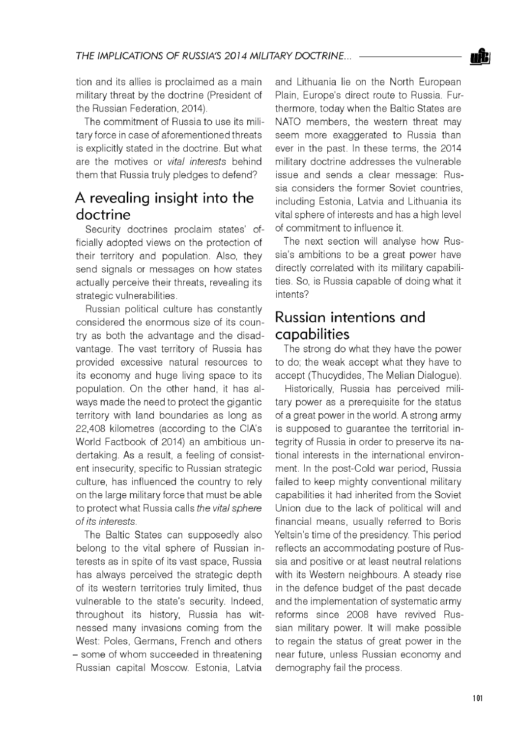tion and its allies is proclaimed as a main military threat by the doctrine (President of the Russian Federation, 2014).

The commitment of Russia to use its military force in case of aforementioned threats is explicitly stated in the doctrine. But what are the motives or *vital interests* behind them that Russia truly pledges to defend?

## A revealing insight into the doctrine

Security doctrines proclaim states' officially adopted views on the protection of their territory and population. Also, they send signals or messages on how states actually perceive their threats, revealing its strategic vulnerabilities.

Russian political culture has constantly considered the enormous size of its country as both the advantage and the disadvantage. The vast territory of Russia has provided excessive natural resources to its economy and huge living space to its population. On the other hand, it has always made the need to protect the gigantic territory with land boundaries as long as 22,408 kilometres (according to the CIA's World Factbook of 2014) an ambitious undertaking. As a result, a feeling of consistent insecurity, specific to Russian strategic culture, has influenced the country to rely on the large military force that must be able to protect what Russia calls *the vital sphere of its interests*.

The Baltic States can supposedly also belong to the vital sphere of Russian interests as in spite of its vast space, Russia has always perceived the strategic depth of its western territories truly limited, thus vulnerable to the state's security. Indeed, throughout its history, Russia has witnessed many invasions coming from the West: Poles, Germans, French and others – some of whom succeeded in threatening Russian capital Moscow. Estonia, Latvia and Lithuania lie on the North European Plain, Europe's direct route to Russia. Furthermore, today when the Baltic States are NATO members, the western threat may seem more exaggerated to Russia than ever in the past. In these terms, the 2014 military doctrine addresses the vulnerable issue and sends a clear message: Russia considers the former Soviet countries, including Estonia, Latvia and Lithuania its vital sphere of interests and has a high level of commitment to influence it.

The next section will analyse how Russia's ambitions to be a great power have directly correlated with its military capabilities. So, is Russia capable of doing what it intents?

## Russian intentions and capabilities

The strong do what they have the power to do; the weak accept what they have to accept (Thucydides, The Melian Dialogue).

Historically, Russia has perceived military power as a prerequisite for the status of a great power in the world. A strong army is supposed to guarantee the territorial integrity of Russia in order to preserve its national interests in the international environment. In the post-Cold war period, Russia failed to keep mighty conventional military capabilities it had inherited from the Soviet Union due to the lack of political will and financial means, usually referred to Boris Yeltsin's time of the presidency. This period reflects an accommodating posture of Russia and positive or at least neutral relations with its Western neighbours. A steady rise in the defence budget of the past decade and the implementation of systematic army reforms since 2008 have revived Russian military power. It will make possible to regain the status of great power in the near future, unless Russian economy and demography fail the process.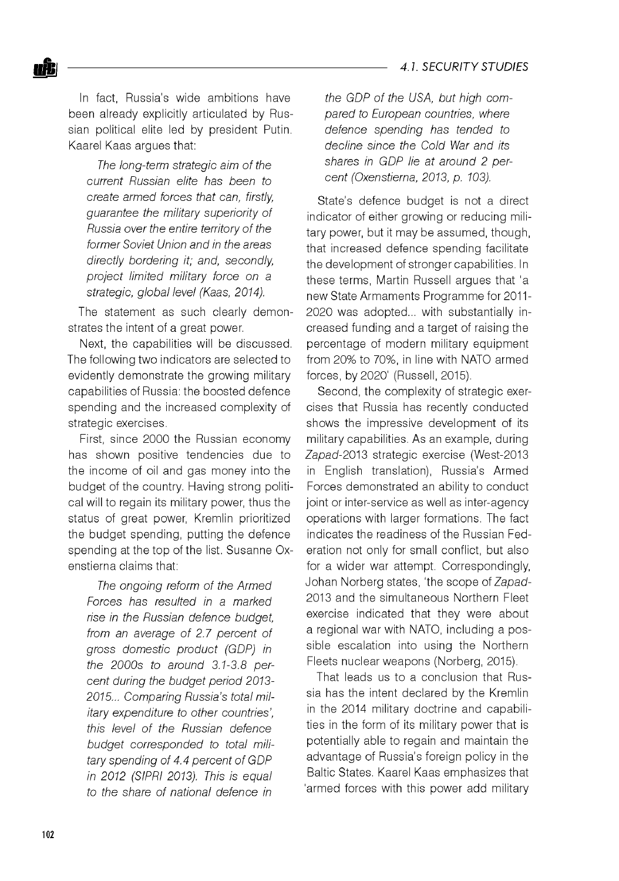In fact, Russia's wide ambitions have been already explicitly articulated by Russian political elite led by president Putin. Kaarel Kaas argues that:

> *The long-term strategic aim of the current Russian elite has been to create armed forces that can, firstly, guarantee the military superiority of Russia over the entire territory of the former Soviet Union and in the areas directly bordering it; and, secondly, project limited military force on a strategic, global level (Kaas, 2014).*

The statement as such clearly demonstrates the intent of a great power.

Next, the capabilities will be discussed. The following two indicators are selected to evidently demonstrate the growing military capabilities of Russia: the boosted defence spending and the increased complexity of strategic exercises.

First, since 2000 the Russian economy has shown positive tendencies due to the income of oil and gas money into the budget of the country. Having strong political will to regain its military power, thus the status of great power, Kremlin prioritized the budget spending, putting the defence spending at the top of the list. Susanne Oxenstierna claims that:

> *The ongoing reform of the Armed Forces has resulted in a marked rise in the Russian defence budget, from an average of 2.7 percent of gross domestic product (GDP) in the 2000s to around 3.1-3.8 percent during the budget period 2013-2015... Comparing Russia's total military expenditure to other countries', this level of the Russian defence budget corresponded to total military spending of 4.4 percent of GDP in 2012 (SIPRI 2013). This is equal to the share of national defence in the GDP of the USA, but high compared to European countries, where defence spending has tended to decline since the Cold War and its shares in GDP lie at around 2 percent (Oxenstierna, 2013, p. 103).*

State's defence budget is not a direct indicator of either growing or reducing military power, but it may be assumed, though, that increased defence spending facilitate the development of stronger capabilities. In these terms, Martin Russell argues that 'a new State Armaments Programme for 2011-2020 was adopted... with substantially increased funding and a target of raising the percentage of modern military equipment from 20% to 70%, in line with NATO armed forces, by 2020' (Russell, 2015).

Second, the complexity of strategic exercises that Russia has recently conducted shows the impressive development of its military capabilities. As an example, during *Zapad*-2013 strategic exercise (West-2013 in English translation), Russia's Armed Forces demonstrated an ability to conduct joint or inter-service as well as inter-agency operations with larger formations. The fact indicates the readiness of the Russian Federation not only for small conflict, but also for a wider war attempt. Correspondingly, Johan Norberg states, 'the scope of *Zapad*-2013 and the simultaneous Northern Fleet exercise indicated that they were about a regional war with NATO, including a possible escalation into using the Northern Fleets nuclear weapons (Norberg, 2015).

That leads us to a conclusion that Russia has the intent declared by the Kremlin in the 2014 military doctrine and capabilities in the form of its military power that is potentially able to regain and maintain the advantage of Russia's foreign policy in the Baltic States. Kaarel Kaas emphasizes that 'armed forces with this power add military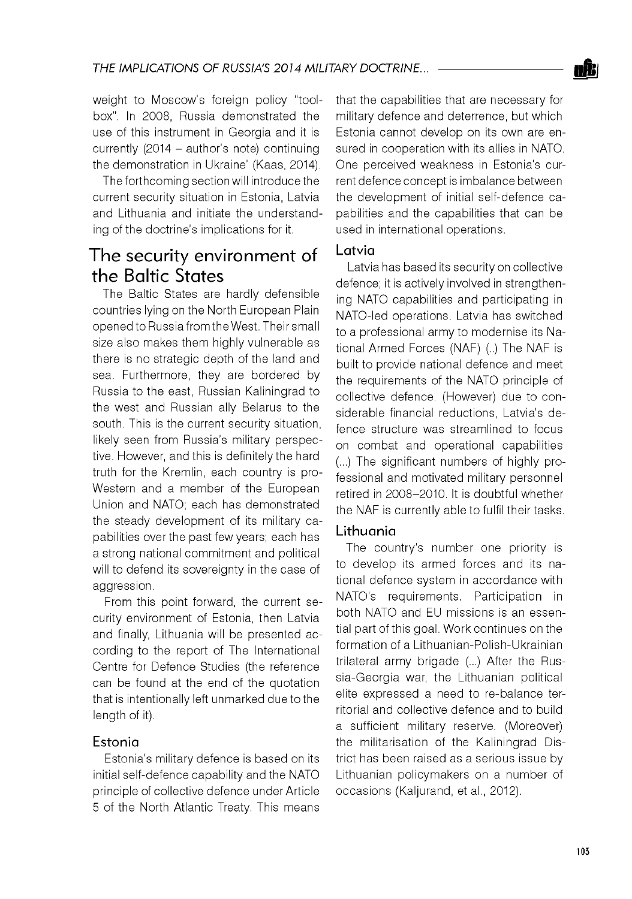weight to Moscow's foreign policy "toolbox". In 2008, Russia demonstrated the use of this instrument in Georgia and it is currently (2014 – author's note) continuing the demonstration in Ukraine' (Kaas, 2014).

The forthcoming section will introduce the current security situation in Estonia, Latvia and Lithuania and initiate the understanding of the doctrine's implications for it.

## The security environment of the Baltic States

The Baltic States are hardly defensible countries lying on the North European Plain opened to Russia from the West. Their small size also makes them highly vulnerable as there is no strategic depth of the land and sea. Furthermore, they are bordered by Russia to the east, Russian Kaliningrad to the west and Russian ally Belarus to the south. This is the current security situation, likely seen from Russia's military perspective. However, and this is definitely the hard truth for the Kremlin, each country is pro-Western and a member of the European Union and NATO; each has demonstrated the steady development of its military capabilities over the past few years; each has a strong national commitment and political will to defend its sovereignty in the case of aggression.

From this point forward, the current security environment of Estonia, then Latvia and finally, Lithuania will be presented according to the report of The International Centre for Defence Studies (the reference can be found at the end of the quotation that is intentionally left unmarked due to the length of it).

### Estonia

Estonia's military defence is based on its initial self-defence capability and the NATO principle of collective defence under Article 5 of the North Atlantic Treaty. This means that the capabilities that are necessary for military defence and deterrence, but which Estonia cannot develop on its own are ensured in cooperation with its allies in NATO. One perceived weakness in Estonia's current defence concept is imbalance between the development of initial self-defence capabilities and the capabilities that can be used in international operations.

### Latvia

Latvia has based its security on collective defence; it is actively involved in strengthening NATO capabilities and participating in NATO-led operations. Latvia has switched to a professional army to modernise its National Armed Forces (NAF) (..) The NAF is built to provide national defence and meet the requirements of the NATO principle of collective defence. (However) due to considerable financial reductions, Latvia's defence structure was streamlined to focus on combat and operational capabilities (...) The significant numbers of highly professional and motivated military personnel retired in 2008–2010. It is doubtful whether the NAF is currently able to fulfil their tasks.

### Lithuania

The country's number one priority is to develop its armed forces and its national defence system in accordance with NATO's requirements. Participation in both NATO and EU missions is an essential part of this goal. Work continues on the formation of a Lithuanian-Polish-Ukrainian trilateral army brigade (...) After the Russia-Georgia war, the Lithuanian political elite expressed a need to re-balance territorial and collective defence and to build a sufficient military reserve. (Moreover) the militarisation of the Kaliningrad District has been raised as a serious issue by Lithuanian policymakers on a number of occasions (Kaljurand, et al., 2012).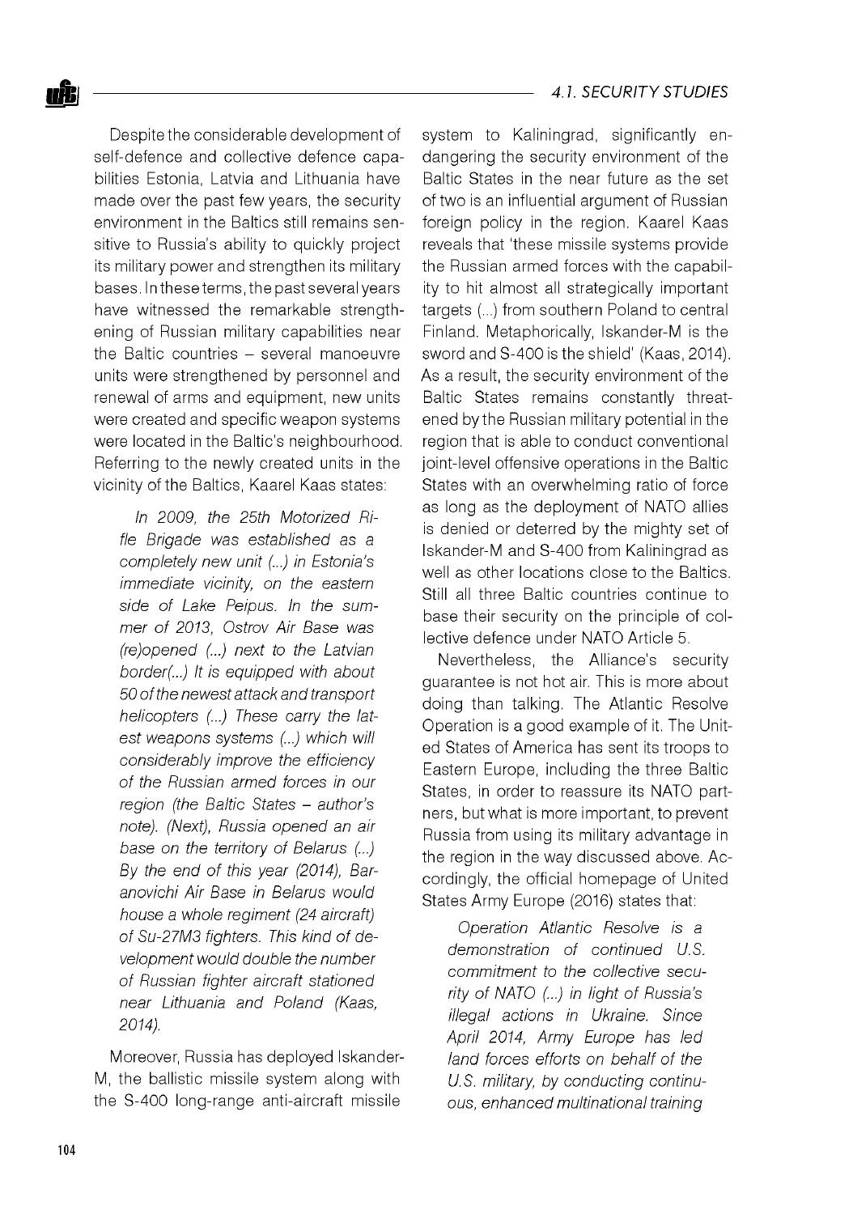Despite the considerable development of self-defence and collective defence capabilities Estonia, Latvia and Lithuania have made over the past few years, the security environment in the Baltics still remains sensitive to Russia's ability to quickly project its military power and strengthen its military bases. In these terms, the past several years have witnessed the remarkable strengthening of Russian military capabilities near the Baltic countries – several manoeuvre units were strengthened by personnel and renewal of arms and equipment, new units were created and specific weapon systems were located in the Baltic's neighbourhood. Referring to the newly created units in the vicinity of the Baltics, Kaarel Kaas states:

> *In 2009, the 25th Motorized Rifle Brigade was established as a completely new unit (...) in Estonia's immediate vicinity, on the eastern side of Lake Peipus. In the summer of 2013, Ostrov Air Base was (re)opened (...) next to the Latvian border(...) It is equipped with about 50 of the newest attack and transport helicopters (...) These carry the latest weapons systems (...) which will considerably improve the efficiency of the Russian armed forces in our region (the Baltic States – author's note). (Next), Russia opened an air base on the territory of Belarus (...) By the end of this year (2014), Baranovichi Air Base in Belarus would house a whole regiment (24 aircraft) of Su-27M3 fighters. This kind of development would double the number of Russian fighter aircraft stationed near Lithuania and Poland (Kaas, 2014).*

Moreover, Russia has deployed Iskander-M, the ballistic missile system along with the S-400 long-range anti-aircraft missile system to Kaliningrad, significantly endangering the security environment of the Baltic States in the near future as the set of two is an influential argument of Russian foreign policy in the region. Kaarel Kaas reveals that 'these missile systems provide the Russian armed forces with the capability to hit almost all strategically important targets (...) from southern Poland to central Finland. Metaphorically, Iskander-M is the sword and S-400 is the shield' (Kaas, 2014). As a result, the security environment of the Baltic States remains constantly threatened by the Russian military potential in the region that is able to conduct conventional joint-level offensive operations in the Baltic States with an overwhelming ratio of force as long as the deployment of NATO allies is denied or deterred by the mighty set of Iskander-M and S-400 from Kaliningrad as well as other locations close to the Baltics. Still all three Baltic countries continue to base their security on the principle of collective defence under NATO Article 5.

Nevertheless, the Alliance's security guarantee is not hot air. This is more about doing than talking. The Atlantic Resolve Operation is a good example of it. The United States of America has sent its troops to Eastern Europe, including the three Baltic States, in order to reassure its NATO partners, but what is more important, to prevent Russia from using its military advantage in the region in the way discussed above. Accordingly, the official homepage of United States Army Europe (2016) states that:

> *Operation Atlantic Resolve is a demonstration of continued U.S. commitment to the collective security of NATO (...) in light of Russia's illegal actions in Ukraine. Since April 2014, Army Europe has led land forces efforts on behalf of the U.S. military, by conducting continuous, enhanced multinational training*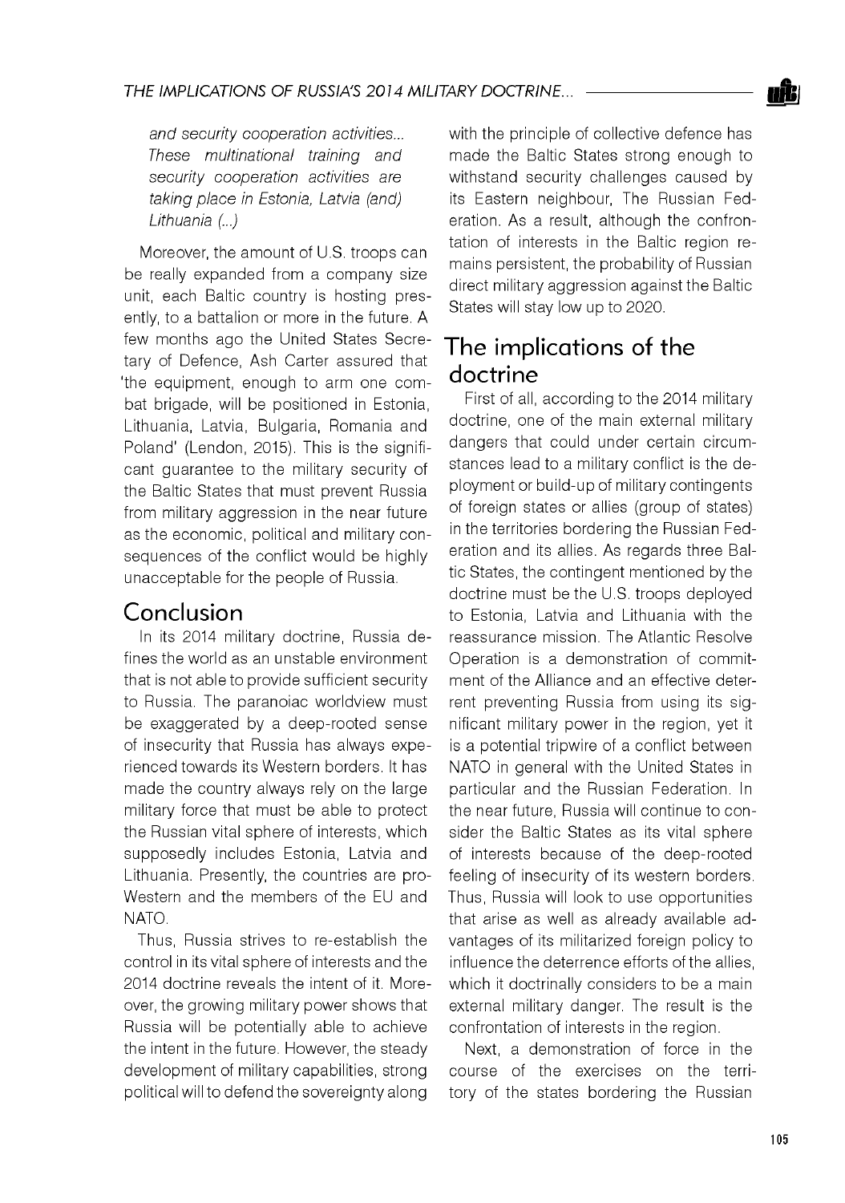*and security cooperation activities... These multinational training and security cooperation activities are taking place in Estonia, Latvia (and) Lithuania (...)*

Moreover, the amount of U.S. troops can be really expanded from a company size unit, each Baltic country is hosting presently, to a battalion or more in the future. A few months ago the United States Secretary of Defence, Ash Carter assured that 'the equipment, enough to arm one combat brigade, will be positioned in Estonia, Lithuania, Latvia, Bulgaria, Romania and Poland' (Lendon, 2015). This is the significant guarantee to the military security of the Baltic States that must prevent Russia from military aggression in the near future as the economic, political and military consequences of the conflict would be highly unacceptable for the people of Russia.

## Conclusion

In its 2014 military doctrine, Russia defines the world as an unstable environment that is not able to provide sufficient security to Russia. The paranoiac worldview must be exaggerated by a deep-rooted sense of insecurity that Russia has always experienced towards its Western borders. It has made the country always rely on the large military force that must be able to protect the Russian vital sphere of interests, which supposedly includes Estonia, Latvia and Lithuania. Presently, the countries are pro-Western and the members of the EU and NATO.

Thus, Russia strives to re-establish the control in its vital sphere of interests and the 2014 doctrine reveals the intent of it. Moreover, the growing military power shows that Russia will be potentially able to achieve the intent in the future. However, the steady development of military capabilities, strong political will to defend the sovereignty along with the principle of collective defence has made the Baltic States strong enough to withstand security challenges caused by its Eastern neighbour, The Russian Federation. As a result, although the confrontation of interests in the Baltic region remains persistent, the probability of Russian direct military aggression against the Baltic States will stay low up to 2020.

## The implications of the doctrine

First of all, according to the 2014 military doctrine, one of the main external military dangers that could under certain circumstances lead to a military conflict is the deployment or build-up of military contingents of foreign states or allies (group of states) in the territories bordering the Russian Federation and its allies. As regards three Baltic States, the contingent mentioned by the doctrine must be the U.S. troops deployed to Estonia, Latvia and Lithuania with the reassurance mission. The Atlantic Resolve Operation is a demonstration of commitment of the Alliance and an effective deterrent preventing Russia from using its significant military power in the region, yet it is a potential tripwire of a conflict between NATO in general with the United States in particular and the Russian Federation. In the near future, Russia will continue to consider the Baltic States as its vital sphere of interests because of the deep-rooted feeling of insecurity of its western borders. Thus, Russia will look to use opportunities that arise as well as already available advantages of its militarized foreign policy to influence the deterrence efforts of the allies, which it doctrinally considers to be a main external military danger. The result is the confrontation of interests in the region.

Next, a demonstration of force in the course of the exercises on the territory of the states bordering the Russian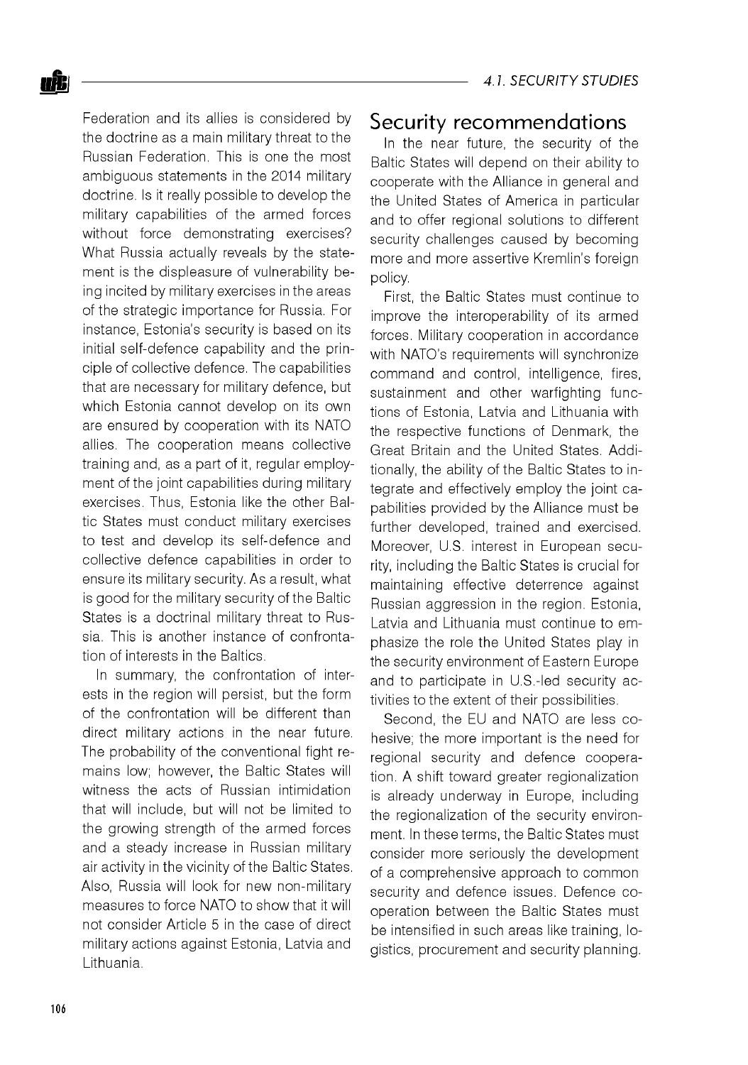Federation and its allies is considered by the doctrine as a main military threat to the Russian Federation. This is one the most ambiguous statements in the 2014 military doctrine. Is it really possible to develop the military capabilities of the armed forces without force demonstrating exercises? What Russia actually reveals by the statement is the displeasure of vulnerability being incited by military exercises in the areas of the strategic importance for Russia. For instance, Estonia's security is based on its initial self-defence capability and the principle of collective defence. The capabilities that are necessary for military defence, but which Estonia cannot develop on its own are ensured by cooperation with its NATO allies. The cooperation means collective training and, as a part of it, regular employment of the joint capabilities during military exercises. Thus, Estonia like the other Baltic States must conduct military exercises to test and develop its self-defence and collective defence capabilities in order to ensure its military security. As a result, what is good for the military security of the Baltic States is a doctrinal military threat to Russia. This is another instance of confrontation of interests in the Baltics.

In summary, the confrontation of interests in the region will persist, but the form of the confrontation will be different than direct military actions in the near future. The probability of the conventional fight remains low; however, the Baltic States will witness the acts of Russian intimidation that will include, but will not be limited to the growing strength of the armed forces and a steady increase in Russian military air activity in the vicinity of the Baltic States. Also, Russia will look for new non-military measures to force NATO to show that it will not consider Article 5 in the case of direct military actions against Estonia, Latvia and Lithuania.

## Security recommendations

In the near future, the security of the Baltic States will depend on their ability to cooperate with the Alliance in general and the United States of America in particular and to offer regional solutions to different security challenges caused by becoming more and more assertive Kremlin's foreign policy.

First, the Baltic States must continue to improve the interoperability of its armed forces. Military cooperation in accordance with NATO's requirements will synchronize command and control, intelligence, fires, sustainment and other warfighting functions of Estonia, Latvia and Lithuania with the respective functions of Denmark, the Great Britain and the United States. Additionally, the ability of the Baltic States to integrate and effectively employ the joint capabilities provided by the Alliance must be further developed, trained and exercised. Moreover, U.S. interest in European security, including the Baltic States is crucial for maintaining effective deterrence against Russian aggression in the region. Estonia, Latvia and Lithuania must continue to emphasize the role the United States play in the security environment of Eastern Europe and to participate in U.S.-led security activities to the extent of their possibilities.

Second, the EU and NATO are less cohesive; the more important is the need for regional security and defence cooperation. A shift toward greater regionalization is already underway in Europe, including the regionalization of the security environment. In these terms, the Baltic States must consider more seriously the development of a comprehensive approach to common security and defence issues. Defence cooperation between the Baltic States must be intensified in such areas like training, logistics, procurement and security planning.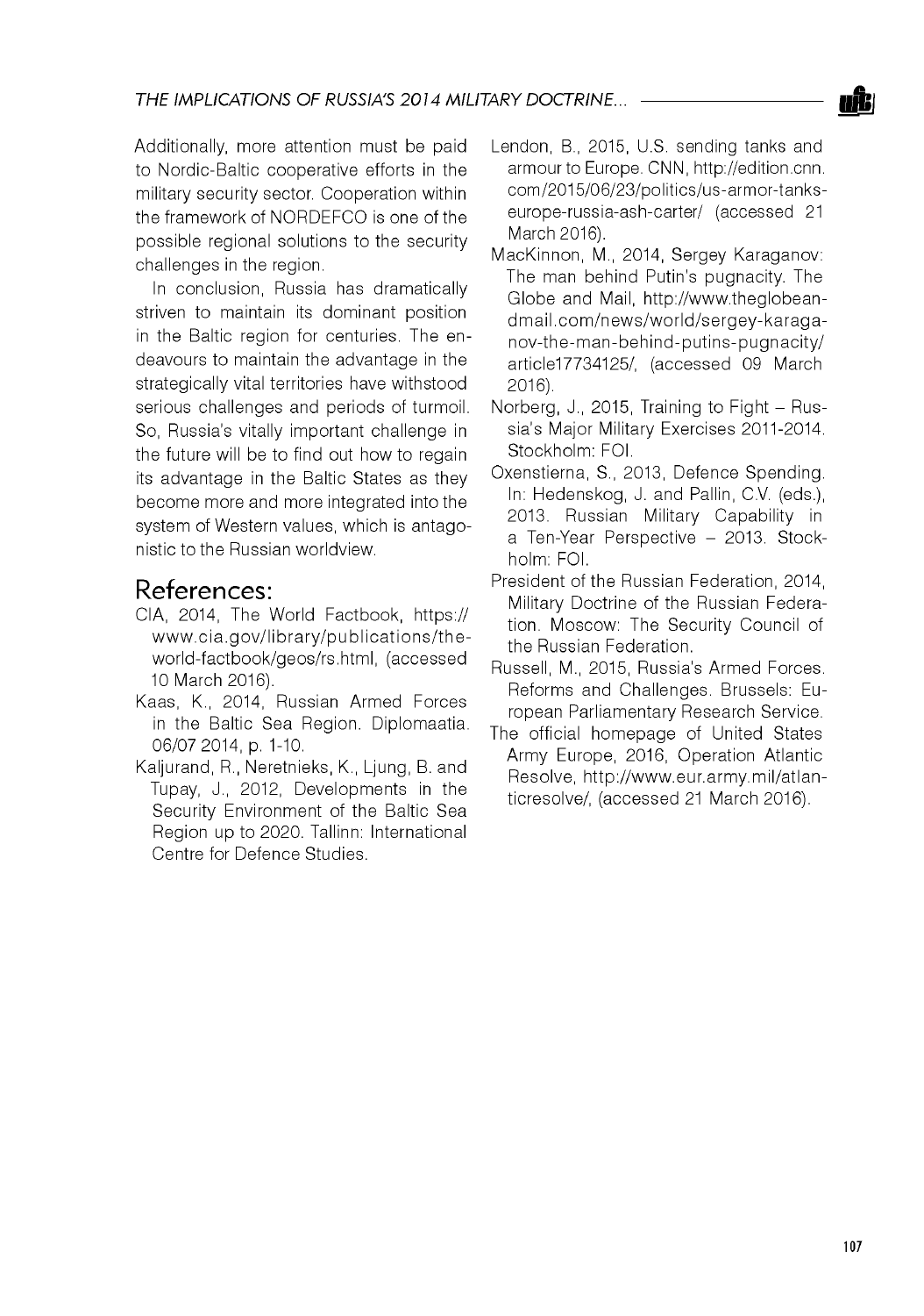Additionally, more attention must be paid to Nordic-Baltic cooperative efforts in the military security sector. Cooperation within the framework of NORDEFCO is one of the possible regional solutions to the security challenges in the region.

In conclusion, Russia has dramatically striven to maintain its dominant position in the Baltic region for centuries. The endeavours to maintain the advantage in the strategically vital territories have withstood serious challenges and periods of turmoil. So, Russia's vitally important challenge in the future will be to find out how to regain its advantage in the Baltic States as they become more and more integrated into the system of Western values, which is antagonistic to the Russian worldview.

## References:

CIA, 2014, The World Factbook, https://www.cia.gov/library/publications/the-world-factbook/geos/rs.html, (accessed 10 March 2016).

Kaas, K., 2014, Russian Armed Forces in the Baltic Sea Region. Diplomaatia. 06/07 2014, p. 1-10.

Kaljurand, R., Neretnieks, K., Ljung, B. and Tupay, J., 2012, Developments in the Security Environment of the Baltic Sea Region up to 2020. Tallinn: International Centre for Defence Studies.

Lendon, B., 2015, U.S. sending tanks and armour to Europe. CNN, http://edition.cnn.com/2015/06/23/politics/us-armor-tanks-europe-russia-ash-carter/ (accessed 21 March 2016).

MacKinnon, M., 2014, Sergey Karaganov: The man behind Putin's pugnacity. The Globe and Mail, http://www.theglobeandmail.com/news/world/sergey-karaganov-the-man-behind-putins-pugnacity/article17734125/, (accessed 09 March 2016).

Norberg, J., 2015, Training to Fight – Russia's Major Military Exercises 2011-2014. Stockholm: FOI.

Oxenstierna, S., 2013, Defence Spending. In: Hedenskog, J. and Pallin, C.V. (eds.), 2013. Russian Military Capability in a Ten-Year Perspective – 2013. Stockholm: FOI.

President of the Russian Federation, 2014, Military Doctrine of the Russian Federation. Moscow: The Security Council of the Russian Federation.

Russell, M., 2015, Russia's Armed Forces. Reforms and Challenges. Brussels: European Parliamentary Research Service.

The official homepage of United States Army Europe, 2016, Operation Atlantic Resolve, http://www.eur.army.mil/atlanticresolve/, (accessed 21 March 2016).